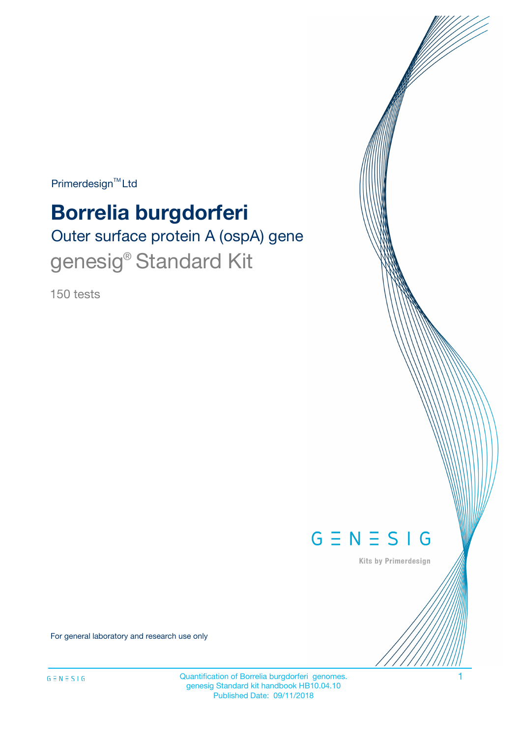Primerdesign™ Ltd

# Borrelia burgdorferi

## Outer surface protein A (ospA) gene

## genesig® Standard Kit

150 tests

GENESIG

Kits by Primerdesign

For general laboratory and research use only

Quantification of Borrelia burgdorferi genomes.
genesig Standard kit handbook HB10.04.10
Published Date: 09/11/2018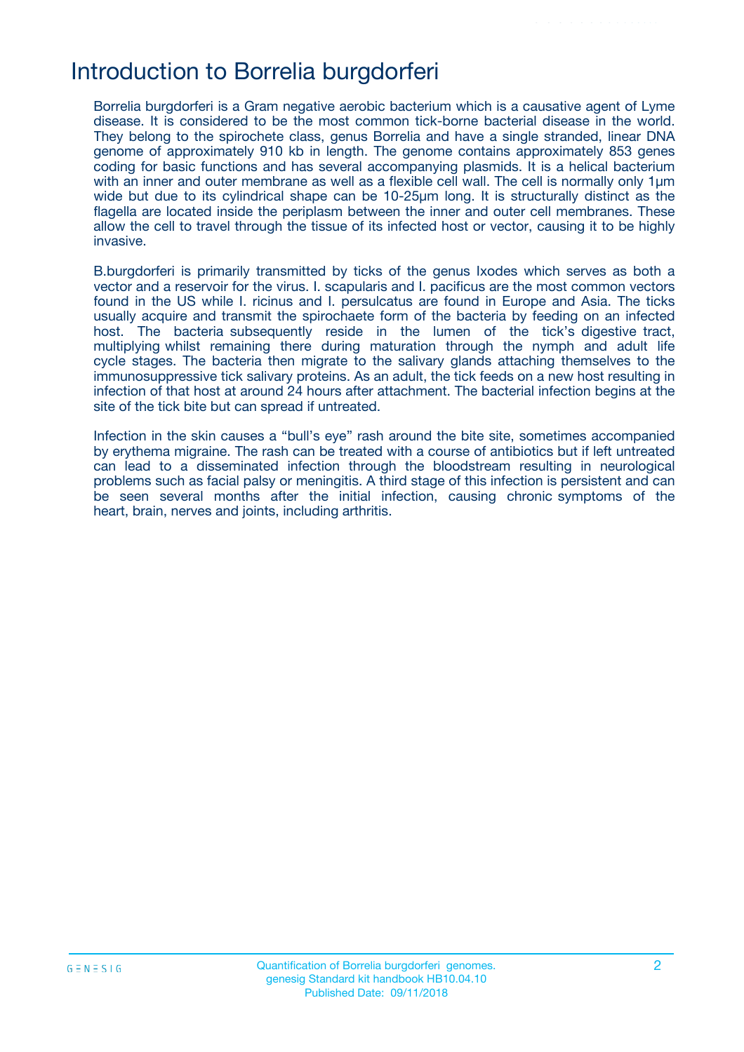# Introduction to Borrelia burgdorferi

Borrelia burgdorferi is a Gram negative aerobic bacterium which is a causative agent of Lyme disease. It is considered to be the most common tick-borne bacterial disease in the world. They belong to the spirochete class, genus Borrelia and have a single stranded, linear DNA genome of approximately 910 kb in length. The genome contains approximately 853 genes coding for basic functions and has several accompanying plasmids. It is a helical bacterium with an inner and outer membrane as well as a flexible cell wall. The cell is normally only 1µm wide but due to its cylindrical shape can be 10-25µm long. It is structurally distinct as the flagella are located inside the periplasm between the inner and outer cell membranes. These allow the cell to travel through the tissue of its infected host or vector, causing it to be highly invasive.

B.burgdorferi is primarily transmitted by ticks of the genus Ixodes which serves as both a vector and a reservoir for the virus. I. scapularis and I. pacificus are the most common vectors found in the US while I. ricinus and I. persulcatus are found in Europe and Asia. The ticks usually acquire and transmit the spirochaete form of the bacteria by feeding on an infected host. The bacteria subsequently reside in the lumen of the tick's digestive tract, multiplying whilst remaining there during maturation through the nymph and adult life cycle stages. The bacteria then migrate to the salivary glands attaching themselves to the immunosuppressive tick salivary proteins. As an adult, the tick feeds on a new host resulting in infection of that host at around 24 hours after attachment. The bacterial infection begins at the site of the tick bite but can spread if untreated.

Infection in the skin causes a "bull's eye" rash around the bite site, sometimes accompanied by erythema migraine. The rash can be treated with a course of antibiotics but if left untreated can lead to a disseminated infection through the bloodstream resulting in neurological problems such as facial palsy or meningitis. A third stage of this infection is persistent and can be seen several months after the initial infection, causing chronic symptoms of the heart, brain, nerves and joints, including arthritis.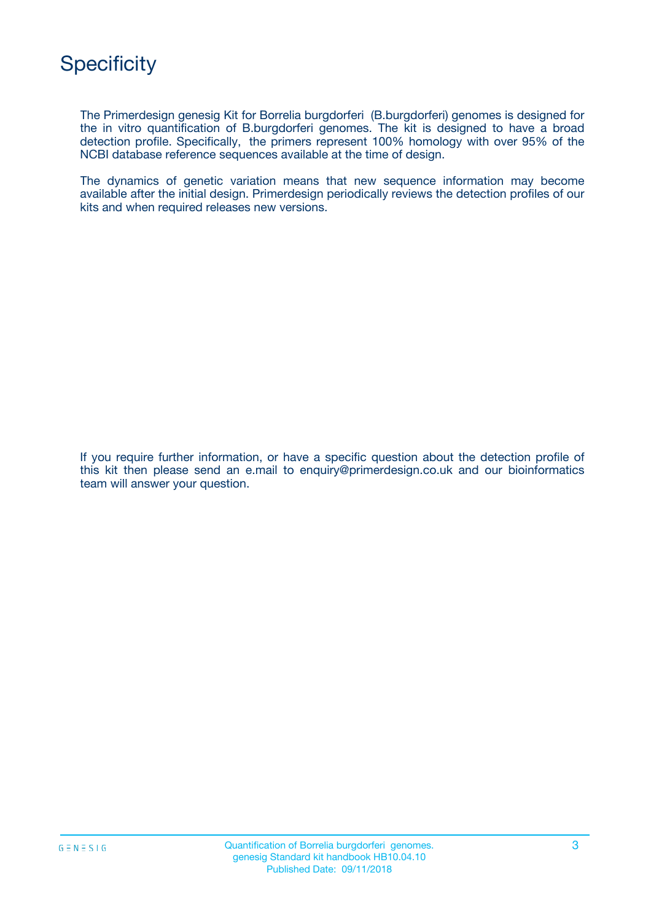# Specificity

The Primerdesign genesig Kit for Borrelia burgdorferi (B.burgdorferi) genomes is designed for the in vitro quantification of B.burgdorferi genomes. The kit is designed to have a broad detection profile. Specifically, the primers represent 100% homology with over 95% of the NCBI database reference sequences available at the time of design.

The dynamics of genetic variation means that new sequence information may become available after the initial design. Primerdesign periodically reviews the detection profiles of our kits and when required releases new versions.

If you require further information, or have a specific question about the detection profile of this kit then please send an e.mail to enquiry@primerdesign.co.uk and our bioinformatics team will answer your question.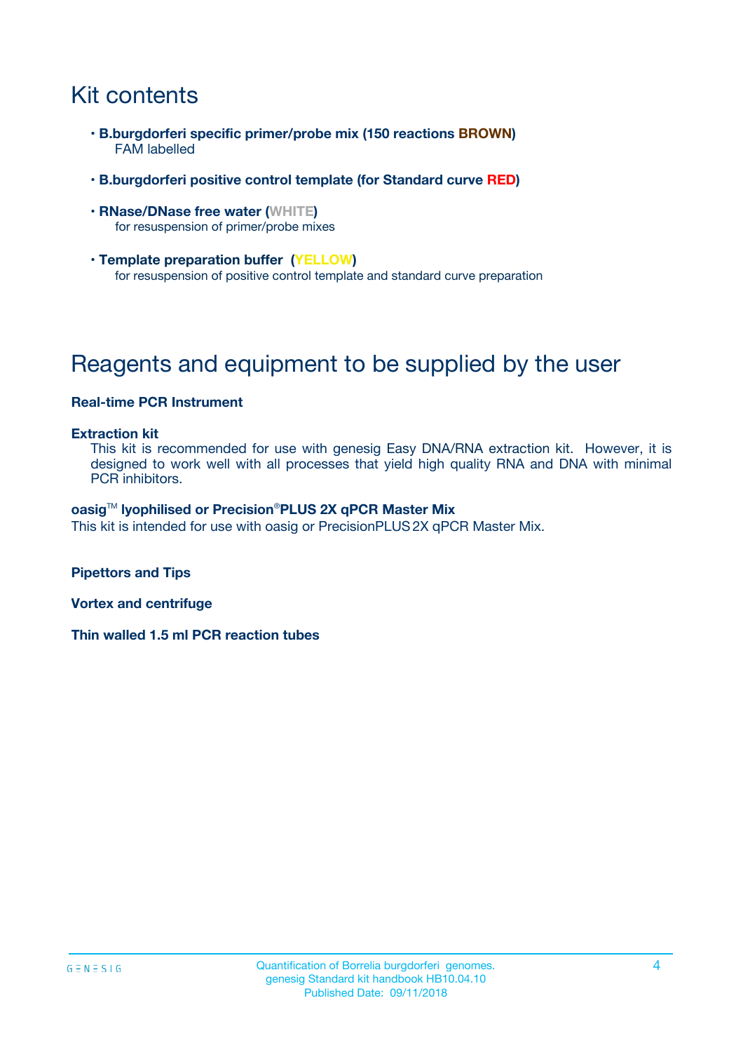# Kit contents

- **B.burgdorferi specific primer/probe mix (150 reactions BROWN)**
  FAM labelled
- **B.burgdorferi positive control template (for Standard curve RED)**
- **RNase/DNase free water (WHITE)**
  for resuspension of primer/probe mixes
- **Template preparation buffer (YELLOW)**
  for resuspension of positive control template and standard curve preparation

# Reagents and equipment to be supplied by the user

**Real-time PCR Instrument**

**Extraction kit**
This kit is recommended for use with genesig Easy DNA/RNA extraction kit. However, it is designed to work well with all processes that yield high quality RNA and DNA with minimal PCR inhibitors.

**oasig™ lyophilised or Precision®PLUS 2X qPCR Master Mix**
This kit is intended for use with oasig or PrecisionPLUS 2X qPCR Master Mix.

**Pipettors and Tips**

**Vortex and centrifuge**

**Thin walled 1.5 ml PCR reaction tubes**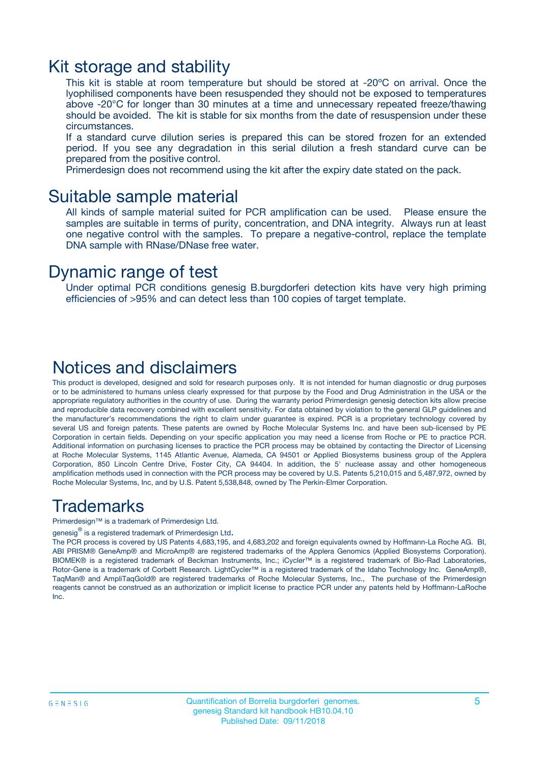# Kit storage and stability

This kit is stable at room temperature but should be stored at -20ºC on arrival. Once the lyophilised components have been resuspended they should not be exposed to temperatures above -20°C for longer than 30 minutes at a time and unnecessary repeated freeze/thawing should be avoided. The kit is stable for six months from the date of resuspension under these circumstances.

If a standard curve dilution series is prepared this can be stored frozen for an extended period. If you see any degradation in this serial dilution a fresh standard curve can be prepared from the positive control.

Primerdesign does not recommend using the kit after the expiry date stated on the pack.

# Suitable sample material

All kinds of sample material suited for PCR amplification can be used. Please ensure the samples are suitable in terms of purity, concentration, and DNA integrity. Always run at least one negative control with the samples. To prepare a negative-control, replace the template DNA sample with RNase/DNase free water.

# Dynamic range of test

Under optimal PCR conditions genesig B.burgdorferi detection kits have very high priming efficiencies of >95% and can detect less than 100 copies of target template.

# Notices and disclaimers

This product is developed, designed and sold for research purposes only. It is not intended for human diagnostic or drug purposes or to be administered to humans unless clearly expressed for that purpose by the Food and Drug Administration in the USA or the appropriate regulatory authorities in the country of use. During the warranty period Primerdesign genesig detection kits allow precise and reproducible data recovery combined with excellent sensitivity. For data obtained by violation to the general GLP guidelines and the manufacturer's recommendations the right to claim under guarantee is expired. PCR is a proprietary technology covered by several US and foreign patents. These patents are owned by Roche Molecular Systems Inc. and have been sub-licensed by PE Corporation in certain fields. Depending on your specific application you may need a license from Roche or PE to practice PCR. Additional information on purchasing licenses to practice the PCR process may be obtained by contacting the Director of Licensing at Roche Molecular Systems, 1145 Atlantic Avenue, Alameda, CA 94501 or Applied Biosystems business group of the Applera Corporation, 850 Lincoln Centre Drive, Foster City, CA 94404. In addition, the 5' nuclease assay and other homogeneous amplification methods used in connection with the PCR process may be covered by U.S. Patents 5,210,015 and 5,487,972, owned by Roche Molecular Systems, Inc, and by U.S. Patent 5,538,848, owned by The Perkin-Elmer Corporation.

# Trademarks

Primerdesign™ is a trademark of Primerdesign Ltd.

genesig® is a registered trademark of Primerdesign Ltd.

The PCR process is covered by US Patents 4,683,195, and 4,683,202 and foreign equivalents owned by Hoffmann-La Roche AG. BI, ABI PRISM® GeneAmp® and MicroAmp® are registered trademarks of the Applera Genomics (Applied Biosystems Corporation). BIOMEK® is a registered trademark of Beckman Instruments, Inc.; iCycler™ is a registered trademark of Bio-Rad Laboratories, Rotor-Gene is a trademark of Corbett Research. LightCycler™ is a registered trademark of the Idaho Technology Inc. GeneAmp®, TaqMan® and AmpliTaqGold® are registered trademarks of Roche Molecular Systems, Inc., The purchase of the Primerdesign reagents cannot be construed as an authorization or implicit license to practice PCR under any patents held by Hoffmann-LaRoche Inc.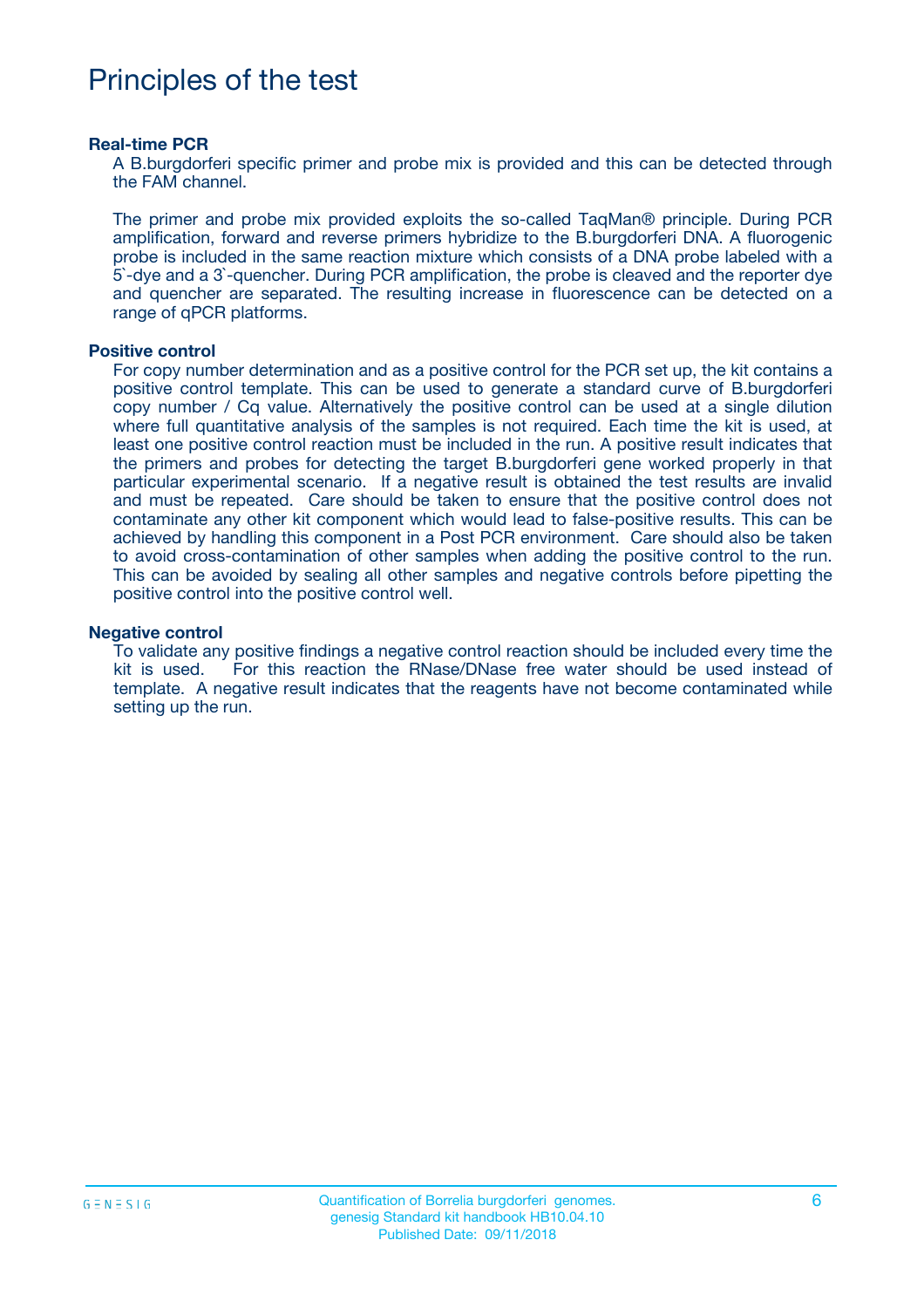# Principles of the test

**Real-time PCR**

A B.burgdorferi specific primer and probe mix is provided and this can be detected through the FAM channel.

The primer and probe mix provided exploits the so-called TaqMan® principle. During PCR amplification, forward and reverse primers hybridize to the B.burgdorferi DNA. A fluorogenic probe is included in the same reaction mixture which consists of a DNA probe labeled with a 5`-dye and a 3`-quencher. During PCR amplification, the probe is cleaved and the reporter dye and quencher are separated. The resulting increase in fluorescence can be detected on a range of qPCR platforms.

**Positive control**

For copy number determination and as a positive control for the PCR set up, the kit contains a positive control template. This can be used to generate a standard curve of B.burgdorferi copy number / Cq value. Alternatively the positive control can be used at a single dilution where full quantitative analysis of the samples is not required. Each time the kit is used, at least one positive control reaction must be included in the run. A positive result indicates that the primers and probes for detecting the target B.burgdorferi gene worked properly in that particular experimental scenario. If a negative result is obtained the test results are invalid and must be repeated. Care should be taken to ensure that the positive control does not contaminate any other kit component which would lead to false-positive results. This can be achieved by handling this component in a Post PCR environment. Care should also be taken to avoid cross-contamination of other samples when adding the positive control to the run. This can be avoided by sealing all other samples and negative controls before pipetting the positive control into the positive control well.

**Negative control**

To validate any positive findings a negative control reaction should be included every time the kit is used. For this reaction the RNase/DNase free water should be used instead of template. A negative result indicates that the reagents have not become contaminated while setting up the run.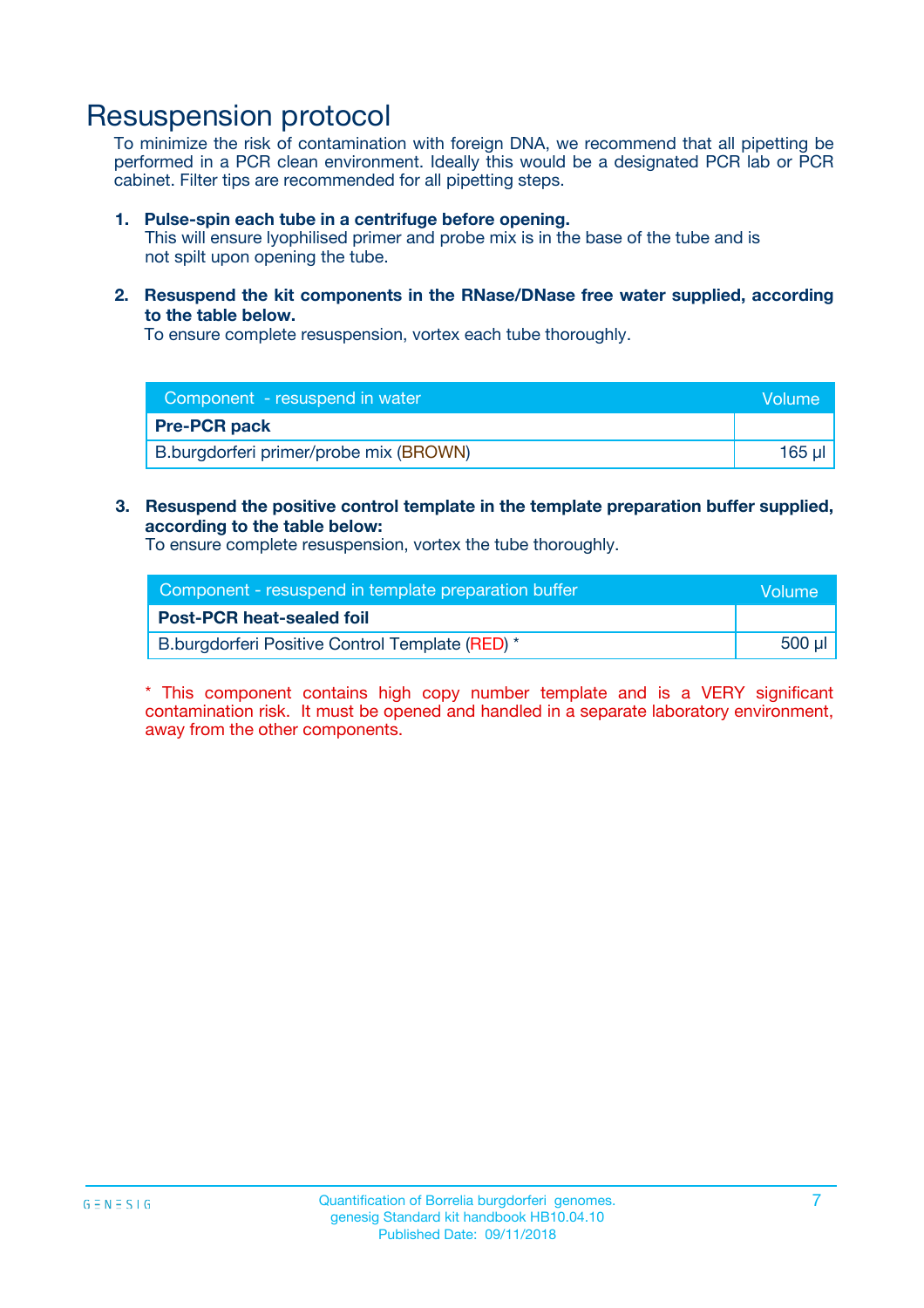# Resuspension protocol

To minimize the risk of contamination with foreign DNA, we recommend that all pipetting be performed in a PCR clean environment. Ideally this would be a designated PCR lab or PCR cabinet. Filter tips are recommended for all pipetting steps.

1. **Pulse-spin each tube in a centrifuge before opening.**
   This will ensure lyophilised primer and probe mix is in the base of the tube and is not spilt upon opening the tube.

2. **Resuspend the kit components in the RNase/DNase free water supplied, according to the table below.**
   To ensure complete resuspension, vortex each tube thoroughly.

| Component - resuspend in water | Volume |
|---|---|
| **Pre-PCR pack** | |
| B.burgdorferi primer/probe mix (BROWN) | 165 µl |

3. **Resuspend the positive control template in the template preparation buffer supplied, according to the table below:**
   To ensure complete resuspension, vortex the tube thoroughly.

| Component - resuspend in template preparation buffer | Volume |
|---|---|
| **Post-PCR heat-sealed foil** | |
| B.burgdorferi Positive Control Template (RED) * | 500 µl |

* This component contains high copy number template and is a VERY significant contamination risk. It must be opened and handled in a separate laboratory environment, away from the other components.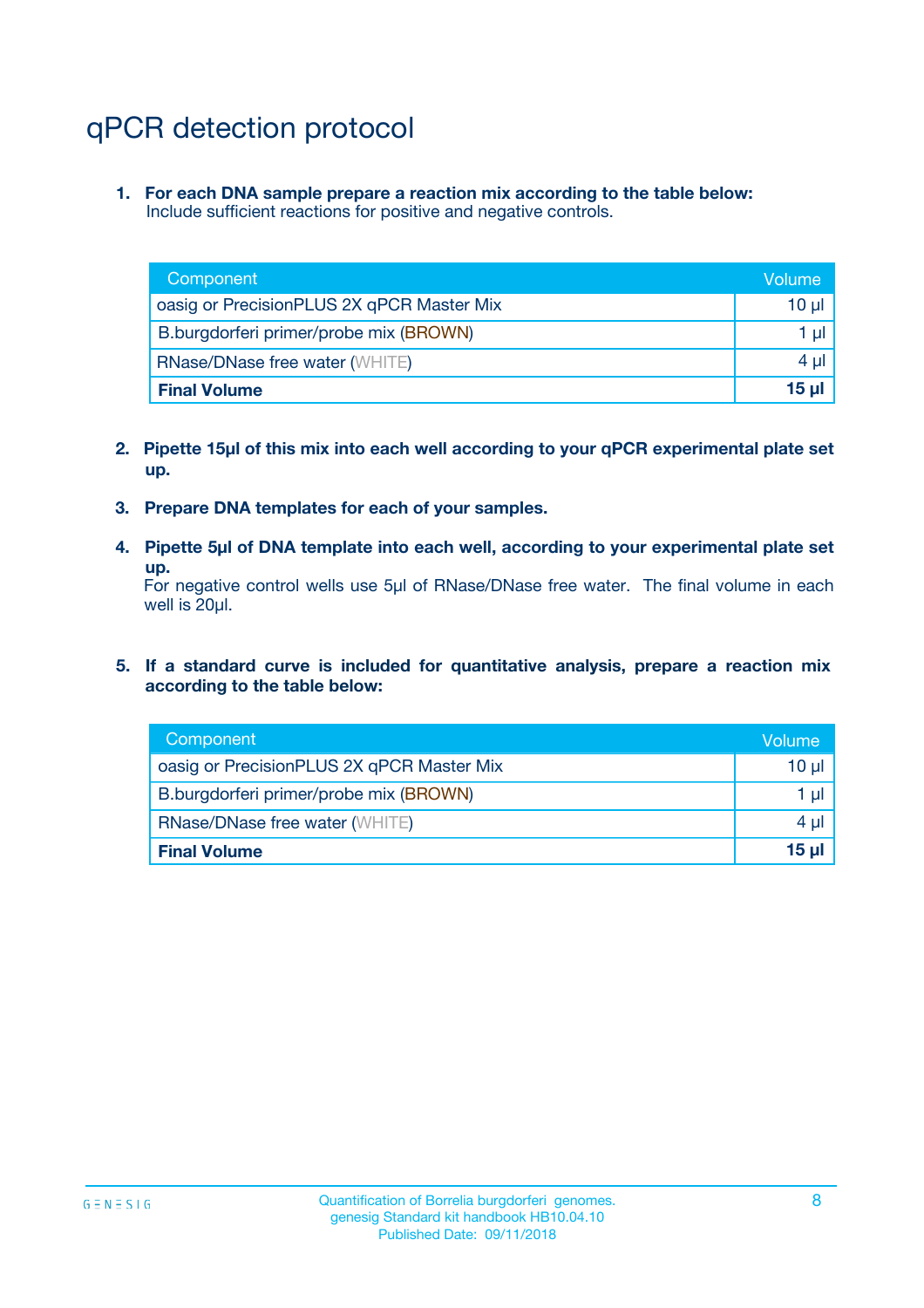# qPCR detection protocol

1. **For each DNA sample prepare a reaction mix according to the table below:**
   Include sufficient reactions for positive and negative controls.

| Component | Volume |
|---|---|
| oasig or PrecisionPLUS 2X qPCR Master Mix | 10 µl |
| B.burgdorferi primer/probe mix (BROWN) | 1 µl |
| RNase/DNase free water (WHITE) | 4 µl |
| **Final Volume** | **15 µl** |

2. **Pipette 15µl of this mix into each well according to your qPCR experimental plate set up.**

3. **Prepare DNA templates for each of your samples.**

4. **Pipette 5µl of DNA template into each well, according to your experimental plate set up.**
   For negative control wells use 5µl of RNase/DNase free water. The final volume in each well is 20µl.

5. **If a standard curve is included for quantitative analysis, prepare a reaction mix according to the table below:**

| Component | Volume |
|---|---|
| oasig or PrecisionPLUS 2X qPCR Master Mix | 10 µl |
| B.burgdorferi primer/probe mix (BROWN) | 1 µl |
| RNase/DNase free water (WHITE) | 4 µl |
| **Final Volume** | **15 µl** |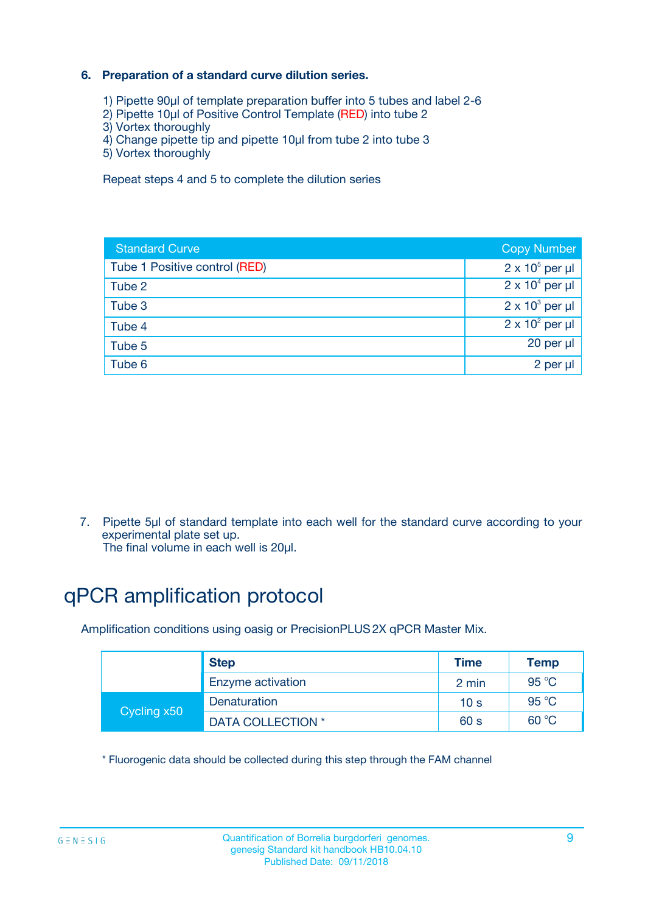### 6. Preparation of a standard curve dilution series.

1) Pipette 90µl of template preparation buffer into 5 tubes and label 2-6
2) Pipette 10µl of Positive Control Template (RED) into tube 2
3) Vortex thoroughly
4) Change pipette tip and pipette 10µl from tube 2 into tube 3
5) Vortex thoroughly

Repeat steps 4 and 5 to complete the dilution series

| Standard Curve | Copy Number |
|---|---|
| Tube 1 Positive control (RED) | $2 \times 10^5$ per µl |
| Tube 2 | $2 \times 10^4$ per µl |
| Tube 3 | $2 \times 10^3$ per µl |
| Tube 4 | $2 \times 10^2$ per µl |
| Tube 5 | 20 per µl |
| Tube 6 | 2 per µl |

7. Pipette 5µl of standard template into each well for the standard curve according to your experimental plate set up.
The final volume in each well is 20µl.

# qPCR amplification protocol

Amplification conditions using oasig or PrecisionPLUS 2X qPCR Master Mix.

| | Step | Time | Temp |
|---|---|---|---|
| | Enzyme activation | 2 min | 95 °C |
| Cycling x50 | Denaturation | 10 s | 95 °C |
| | DATA COLLECTION * | 60 s | 60 °C |

* Fluorogenic data should be collected during this step through the FAM channel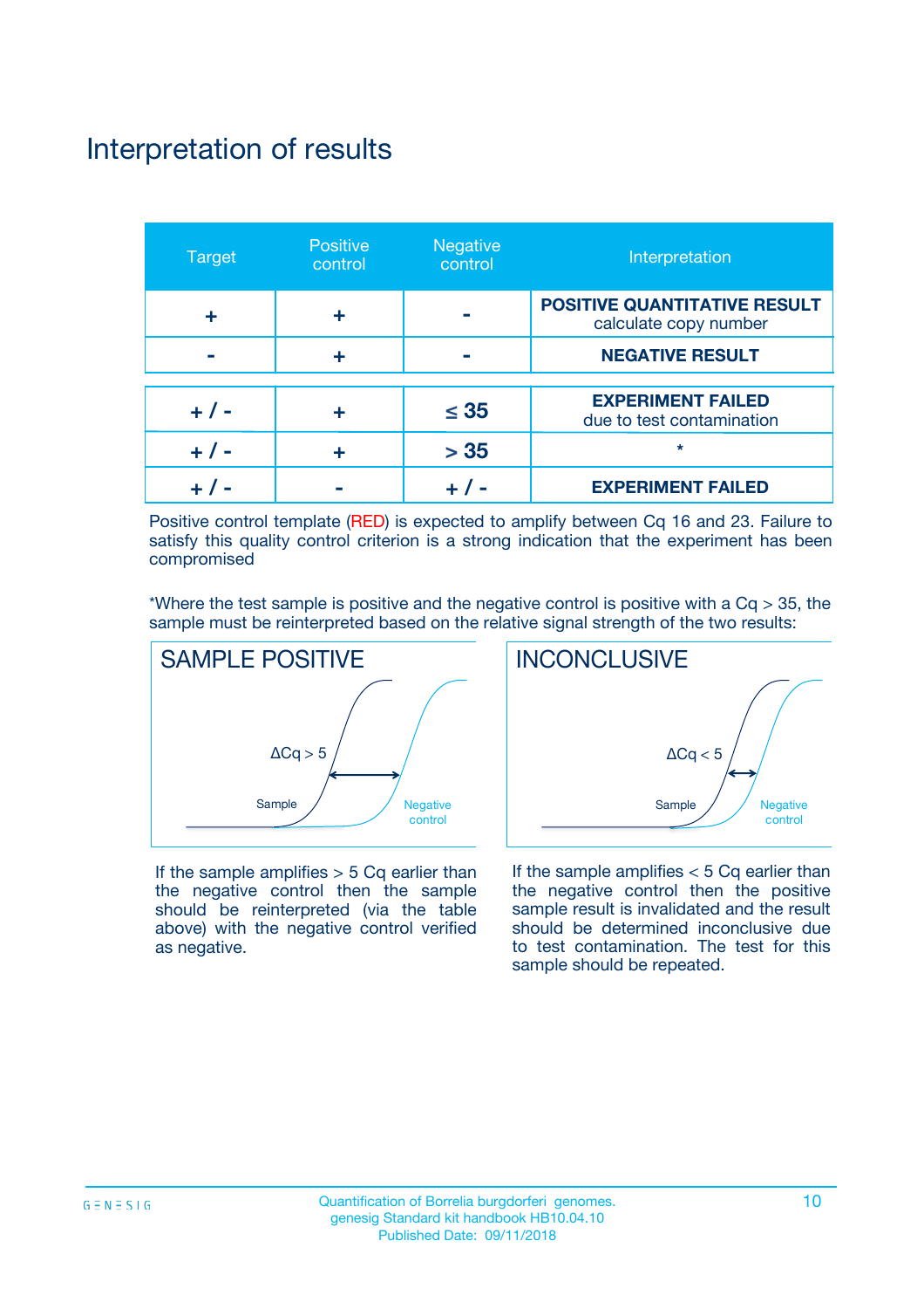# Interpretation of results

| Target | Positive control | Negative control | Interpretation |
|---|---|---|---|
| + | + | - | **POSITIVE QUANTITATIVE RESULT** calculate copy number |
| - | + | - | **NEGATIVE RESULT** |
| + / - | + | ≤ 35 | **EXPERIMENT FAILED** due to test contamination |
| + / - | + | > 35 | * |
| + / - | - | + / - | **EXPERIMENT FAILED** |

Positive control template (RED) is expected to amplify between Cq 16 and 23. Failure to satisfy this quality control criterion is a strong indication that the experiment has been compromised

*Where the test sample is positive and the negative control is positive with a Cq > 35, the sample must be reinterpreted based on the relative signal strength of the two results:

SAMPLE POSITIVE

ΔCq > 5

Sample

Negative control

If the sample amplifies > 5 Cq earlier than the negative control then the sample should be reinterpreted (via the table above) with the negative control verified as negative.

INCONCLUSIVE

ΔCq < 5

Sample

Negative control

If the sample amplifies < 5 Cq earlier than the negative control then the positive sample result is invalidated and the result should be determined inconclusive due to test contamination. The test for this sample should be repeated.